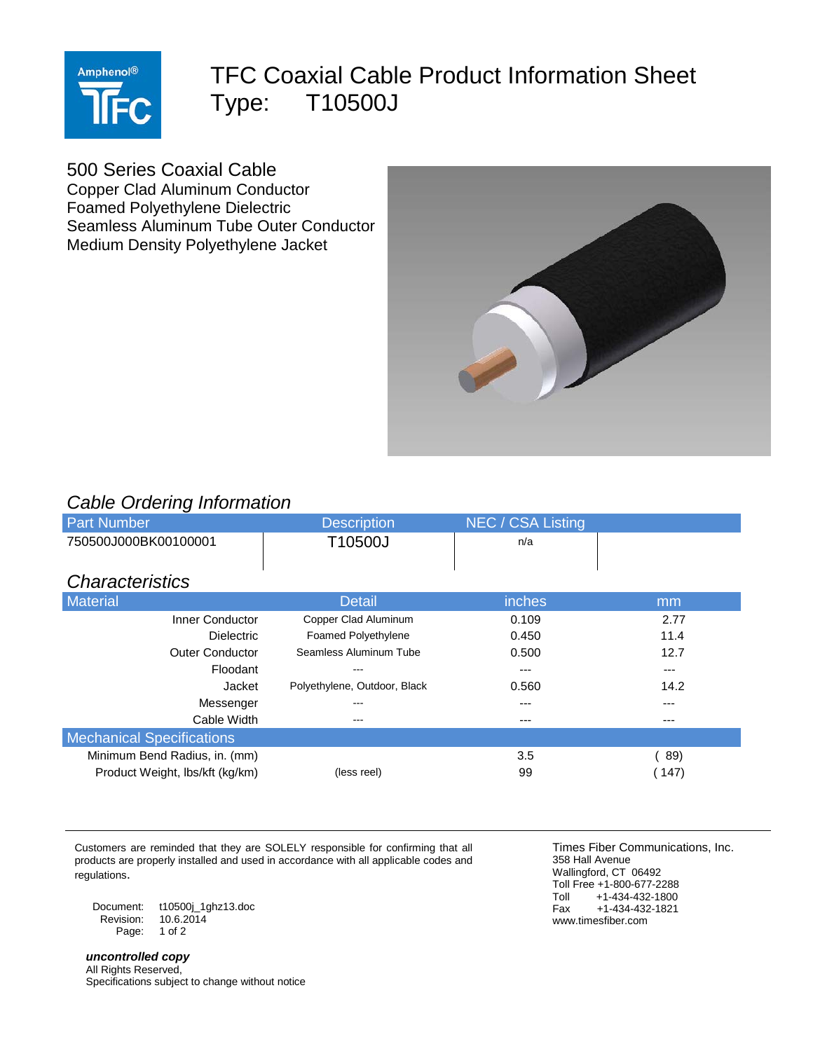# TFC Coaxial Cable Product Information Sheet

# Type: T10500J

## 500 Series Coaxial Cable

Copper Clad Aluminum Conductor
Foamed Polyethylene Dielectric
Seamless Aluminum Tube Outer Conductor
Medium Density Polyethylene Jacket

## *Cable Ordering Information*

| Part Number | Description | NEC / CSA Listing | |
|---|---|---|---|
| 750500J000BK00100001 | T10500J | n/a | |

## *Characteristics*

| Material | Detail | inches | mm |
|---|---|---|---|
| Inner Conductor | Copper Clad Aluminum | 0.109 | 2.77 |
| Dielectric | Foamed Polyethylene | 0.450 | 11.4 |
| Outer Conductor | Seamless Aluminum Tube | 0.500 | 12.7 |
| Floodant | --- | --- | --- |
| Jacket | Polyethylene, Outdoor, Black | 0.560 | 14.2 |
| Messenger | --- | --- | --- |
| Cable Width | --- | --- | --- |
| **Mechanical Specifications** | | | |
| Minimum Bend Radius, in. (mm) | | 3.5 | ( 89) |
| Product Weight, lbs/kft (kg/km) | (less reel) | 99 | ( 147) |

Customers are reminded that they are SOLELY responsible for confirming that all products are properly installed and used in accordance with all applicable codes and regulations.

Document: t10500j_1ghz13.doc
Revision: 10.6.2014

***uncontrolled copy***
All Rights Reserved,
Specifications subject to change without notice

Times Fiber Communications, Inc.
358 Hall Avenue
Wallingford, CT 06492
Toll Free +1-800-677-2288
Toll +1-434-432-1800
Fax +1-434-432-1821
www.timesfiber.com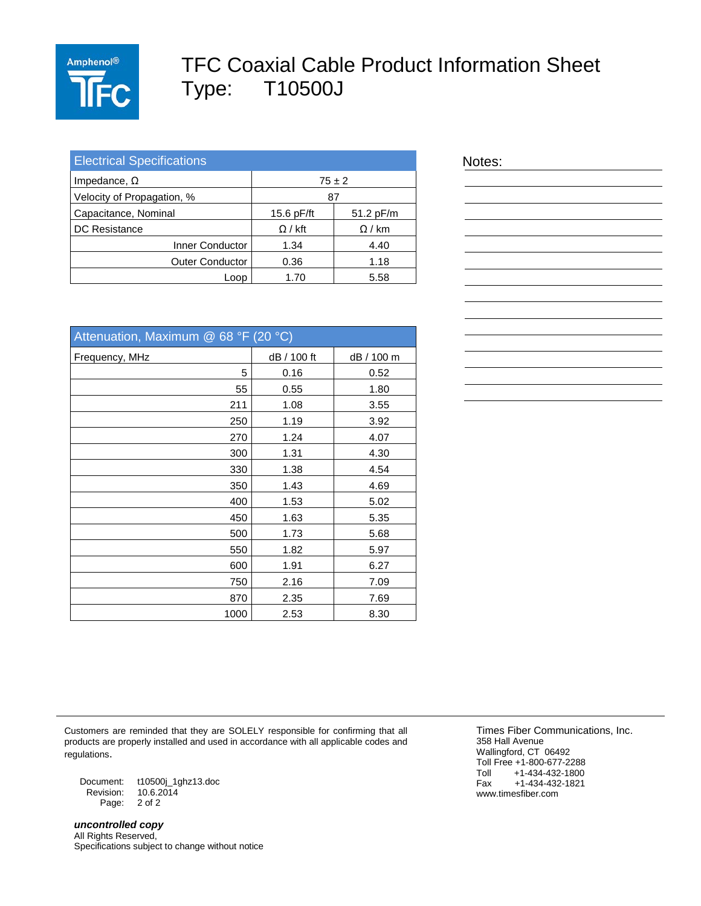Amphenol® TFC

# TFC Coaxial Cable Product Information Sheet
# Type: T10500J

| Electrical Specifications | | |
|---|---|---|
| Impedance, Ω | 75 ± 2 | |
| Velocity of Propagation, % | 87 | |
| Capacitance, Nominal | 15.6 pF/ft | 51.2 pF/m |
| DC Resistance | Ω / kft | Ω / km |
| Inner Conductor | 1.34 | 4.40 |
| Outer Conductor | 0.36 | 1.18 |
| Loop | 1.70 | 5.58 |

| Attenuation, Maximum @ 68 °F (20 °C) | | |
|---|---|---|
| Frequency, MHz | dB / 100 ft | dB / 100 m |
| 5 | 0.16 | 0.52 |
| 55 | 0.55 | 1.80 |
| 211 | 1.08 | 3.55 |
| 250 | 1.19 | 3.92 |
| 270 | 1.24 | 4.07 |
| 300 | 1.31 | 4.30 |
| 330 | 1.38 | 4.54 |
| 350 | 1.43 | 4.69 |
| 400 | 1.53 | 5.02 |
| 450 | 1.63 | 5.35 |
| 500 | 1.73 | 5.68 |
| 550 | 1.82 | 5.97 |
| 600 | 1.91 | 6.27 |
| 750 | 2.16 | 7.09 |
| 870 | 2.35 | 7.69 |
| 1000 | 2.53 | 8.30 |

Notes:

Customers are reminded that they are SOLELY responsible for confirming that all products are properly installed and used in accordance with all applicable codes and regulations.

Document: t10500j_1ghz13.doc
Revision: 10.6.2014

***uncontrolled copy***
All Rights Reserved,
Specifications subject to change without notice

Times Fiber Communications, Inc.
358 Hall Avenue
Wallingford, CT 06492
Toll Free +1-800-677-2288
Toll +1-434-432-1800
Fax +1-434-432-1821
www.timesfiber.com